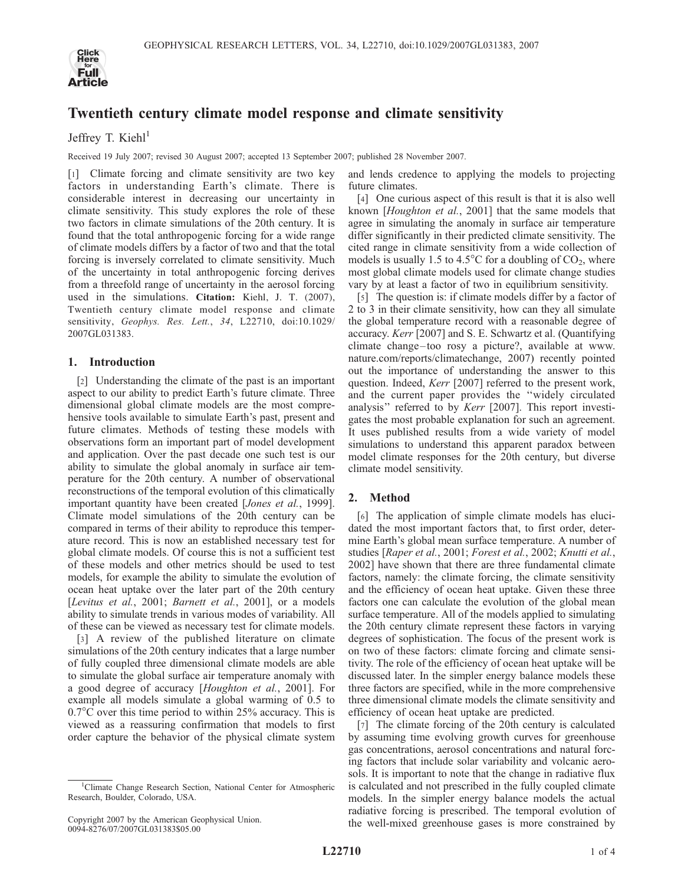# Twentieth century climate model response and climate sensitivity

Jeffrey T. Kiehl[1]

Received 19 July 2007; revised 30 August 2007; accepted 13 September 2007; published 28 November 2007.

[1] Climate forcing and climate sensitivity are two key factors in understanding Earth's climate. There is considerable interest in decreasing our uncertainty in climate sensitivity. This study explores the role of these two factors in climate simulations of the 20th century. It is found that the total anthropogenic forcing for a wide range of climate models differs by a factor of two and that the total forcing is inversely correlated to climate sensitivity. Much of the uncertainty in total anthropogenic forcing derives from a threefold range of uncertainty in the aerosol forcing used in the simulations. **Citation:** Kiehl, J. T. (2007), Twentieth century climate model response and climate sensitivity, *Geophys. Res. Lett.*, *34*, L22710, doi:10.1029/2007GL031383.

## 1. Introduction

[2] Understanding the climate of the past is an important aspect to our ability to predict Earth's future climate. Three dimensional global climate models are the most comprehensive tools available to simulate Earth's past, present and future climates. Methods of testing these models with observations form an important part of model development and application. Over the past decade one such test is our ability to simulate the global anomaly in surface air temperature for the 20th century. A number of observational reconstructions of the temporal evolution of this climatically important quantity have been created [*Jones et al.*, 1999]. Climate model simulations of the 20th century can be compared in terms of their ability to reproduce this temperature record. This is now an established necessary test for global climate models. Of course this is not a sufficient test of these models and other metrics should be used to test models, for example the ability to simulate the evolution of ocean heat uptake over the later part of the 20th century [*Levitus et al.*, 2001; *Barnett et al.*, 2001], or a models ability to simulate trends in various modes of variability. All of these can be viewed as necessary test for climate models.

[3] A review of the published literature on climate simulations of the 20th century indicates that a large number of fully coupled three dimensional climate models are able to simulate the global surface air temperature anomaly with a good degree of accuracy [*Houghton et al.*, 2001]. For example all models simulate a global warming of 0.5 to 0.7°C over this time period to within 25% accuracy. This is viewed as a reassuring confirmation that models to first order capture the behavior of the physical climate system and lends credence to applying the models to projecting future climates.

[4] One curious aspect of this result is that it is also well known [*Houghton et al.*, 2001] that the same models that agree in simulating the anomaly in surface air temperature differ significantly in their predicted climate sensitivity. The cited range in climate sensitivity from a wide collection of models is usually 1.5 to 4.5°C for a doubling of $CO_2$, where most global climate models used for climate change studies vary by at least a factor of two in equilibrium sensitivity.

[5] The question is: if climate models differ by a factor of 2 to 3 in their climate sensitivity, how can they all simulate the global temperature record with a reasonable degree of accuracy. *Kerr* [2007] and S. E. Schwartz et al. (Quantifying climate change–too rosy a picture?, available at www.nature.com/reports/climatechange, 2007) recently pointed out the importance of understanding the answer to this question. Indeed, *Kerr* [2007] referred to the present work, and the current paper provides the "widely circulated analysis" referred to by *Kerr* [2007]. This report investigates the most probable explanation for such an agreement. It uses published results from a wide variety of model simulations to understand this apparent paradox between model climate responses for the 20th century, but diverse climate model sensitivity.

## 2. Method

[6] The application of simple climate models has elucidated the most important factors that, to first order, determine Earth's global mean surface temperature. A number of studies [*Raper et al.*, 2001; *Forest et al.*, 2002; *Knutti et al.*, 2002] have shown that there are three fundamental climate factors, namely: the climate forcing, the climate sensitivity and the efficiency of ocean heat uptake. Given these three factors one can calculate the evolution of the global mean surface temperature. All of the models applied to simulating the 20th century climate represent these factors in varying degrees of sophistication. The focus of the present work is on two of these factors: climate forcing and climate sensitivity. The role of the efficiency of ocean heat uptake will be discussed later. In the simpler energy balance models these three factors are specified, while in the more comprehensive three dimensional climate models the climate sensitivity and efficiency of ocean heat uptake are predicted.

[7] The climate forcing of the 20th century is calculated by assuming time evolving growth curves for greenhouse gas concentrations, aerosol concentrations and natural forcing factors that include solar variability and volcanic aerosols. It is important to note that the change in radiative flux is calculated and not prescribed in the fully coupled climate models. In the simpler energy balance models the actual radiative forcing is prescribed. The temporal evolution of the well-mixed greenhouse gases is more constrained by

[1]Climate Change Research Section, National Center for Atmospheric Research, Boulder, Colorado, USA.

Copyright 2007 by the American Geophysical Union.
0094-8276/07/2007GL031383$05.00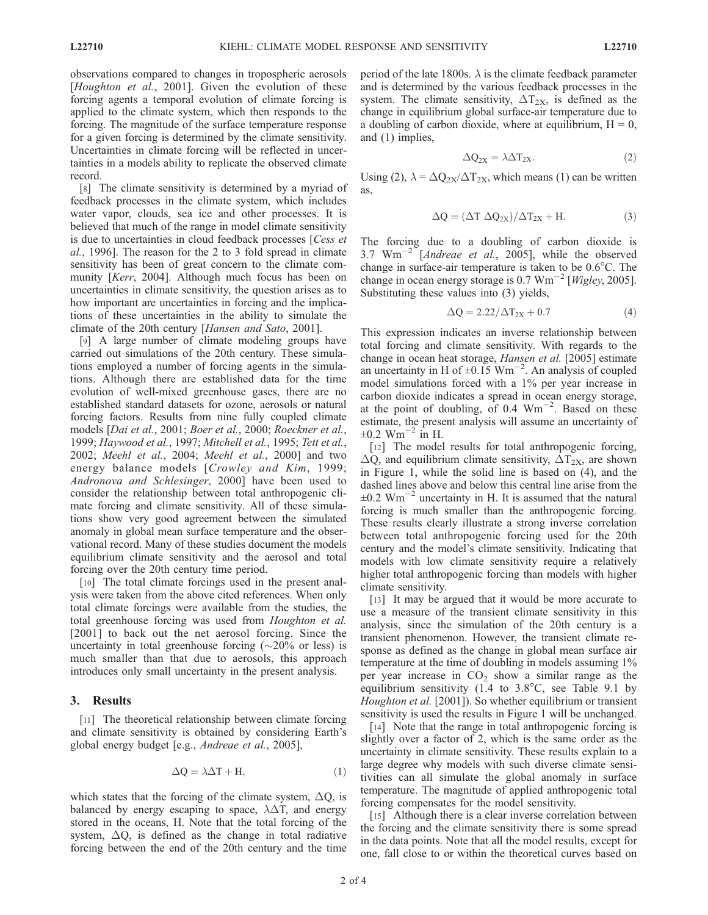observations compared to changes in tropospheric aerosols [*Houghton et al.*, 2001]. Given the evolution of these forcing agents a temporal evolution of climate forcing is applied to the climate system, which then responds to the forcing. The magnitude of the surface temperature response for a given forcing is determined by the climate sensitivity. Uncertainties in climate forcing will be reflected in uncertainties in a models ability to replicate the observed climate record.

[8] The climate sensitivity is determined by a myriad of feedback processes in the climate system, which includes water vapor, clouds, sea ice and other processes. It is believed that much of the range in model climate sensitivity is due to uncertainties in cloud feedback processes [*Cess et al.*, 1996]. The reason for the 2 to 3 fold spread in climate sensitivity has been of great concern to the climate community [*Kerr*, 2004]. Although much focus has been on uncertainties in climate sensitivity, the question arises as to how important are uncertainties in forcing and the implications of these uncertainties in the ability to simulate the climate of the 20th century [*Hansen and Sato*, 2001].

[9] A large number of climate modeling groups have carried out simulations of the 20th century. These simulations employed a number of forcing agents in the simulations. Although there are established data for the time evolution of well-mixed greenhouse gases, there are no established standard datasets for ozone, aerosols or natural forcing factors. Results from nine fully coupled climate models [*Dai et al.*, 2001; *Boer et al.*, 2000; *Roeckner et al.*, 1999; *Haywood et al.*, 1997; *Mitchell et al.*, 1995; *Tett et al.*, 2002; *Meehl et al.*, 2004; *Meehl et al.*, 2000] and two energy balance models [*Crowley and Kim*, 1999; *Andronova and Schlesinger*, 2000] have been used to consider the relationship between total anthropogenic climate forcing and climate sensitivity. All of these simulations show very good agreement between the simulated anomaly in global mean surface temperature and the observational record. Many of these studies document the models equilibrium climate sensitivity and the aerosol and total forcing over the 20th century time period.

[10] The total climate forcings used in the present analysis were taken from the above cited references. When only total climate forcings were available from the studies, the total greenhouse forcing was used from *Houghton et al.* [2001] to back out the net aerosol forcing. Since the uncertainty in total greenhouse forcing (~20% or less) is much smaller than that due to aerosols, this approach introduces only small uncertainty in the present analysis.

## 3. Results

[11] The theoretical relationship between climate forcing and climate sensitivity is obtained by considering Earth's global energy budget [e.g., *Andreae et al.*, 2005],

$$\Delta Q = \lambda \Delta T + H, \tag{1}$$

which states that the forcing of the climate system, $\Delta Q$, is balanced by energy escaping to space, $\lambda\Delta T$, and energy stored in the oceans, H. Note that the total forcing of the system, $\Delta Q$, is defined as the change in total radiative forcing between the end of the 20th century and the time period of the late 1800s. $\lambda$ is the climate feedback parameter and is determined by the various feedback processes in the system. The climate sensitivity, $\Delta T_{2X}$, is defined as the change in equilibrium global surface-air temperature due to a doubling of carbon dioxide, where at equilibrium, H = 0, and (1) implies,

$$\Delta Q_{2X} = \lambda \Delta T_{2X}. \tag{2}$$

Using (2), $\lambda = \Delta Q_{2X}/\Delta T_{2X}$, which means (1) can be written as,

$$\Delta Q = (\Delta T\ \Delta Q_{2X})/\Delta T_{2X} + H. \tag{3}$$

The forcing due to a doubling of carbon dioxide is 3.7 $Wm^{-2}$ [*Andreae et al.*, 2005], while the observed change in surface-air temperature is taken to be 0.6°C. The change in ocean energy storage is 0.7 $Wm^{-2}$ [*Wigley*, 2005]. Substituting these values into (3) yields,

$$\Delta Q = 2.22/\Delta T_{2X} + 0.7 \tag{4}$$

This expression indicates an inverse relationship between total forcing and climate sensitivity. With regards to the change in ocean heat storage, *Hansen et al.* [2005] estimate an uncertainty in H of ±0.15 $Wm^{-2}$. An analysis of coupled model simulations forced with a 1% per year increase in carbon dioxide indicates a spread in ocean energy storage, at the point of doubling, of 0.4 $Wm^{-2}$. Based on these estimate, the present analysis will assume an uncertainty of ±0.2 $Wm^{-2}$ in H.

[12] The model results for total anthropogenic forcing, $\Delta Q$, and equilibrium climate sensitivity, $\Delta T_{2X}$, are shown in Figure 1, while the solid line is based on (4), and the dashed lines above and below this central line arise from the ±0.2 $Wm^{-2}$ uncertainty in H. It is assumed that the natural forcing is much smaller than the anthropogenic forcing. These results clearly illustrate a strong inverse correlation between total anthropogenic forcing used for the 20th century and the model's climate sensitivity. Indicating that models with low climate sensitivity require a relatively higher total anthropogenic forcing than models with higher climate sensitivity.

[13] It may be argued that it would be more accurate to use a measure of the transient climate sensitivity in this analysis, since the simulation of the 20th century is a transient phenomenon. However, the transient climate response as defined as the change in global mean surface air temperature at the time of doubling in models assuming 1% per year increase in $CO_2$ show a similar range as the equilibrium sensitivity (1.4 to 3.8°C, see Table 9.1 by *Houghton et al.* [2001]). So whether equilibrium or transient sensitivity is used the results in Figure 1 will be unchanged.

[14] Note that the range in total anthropogenic forcing is slightly over a factor of 2, which is the same order as the uncertainty in climate sensitivity. These results explain to a large degree why models with such diverse climate sensitivities can all simulate the global anomaly in surface temperature. The magnitude of applied anthropogenic total forcing compensates for the model sensitivity.

[15] Although there is a clear inverse correlation between the forcing and the climate sensitivity there is some spread in the data points. Note that all the model results, except for one, fall close to or within the theoretical curves based on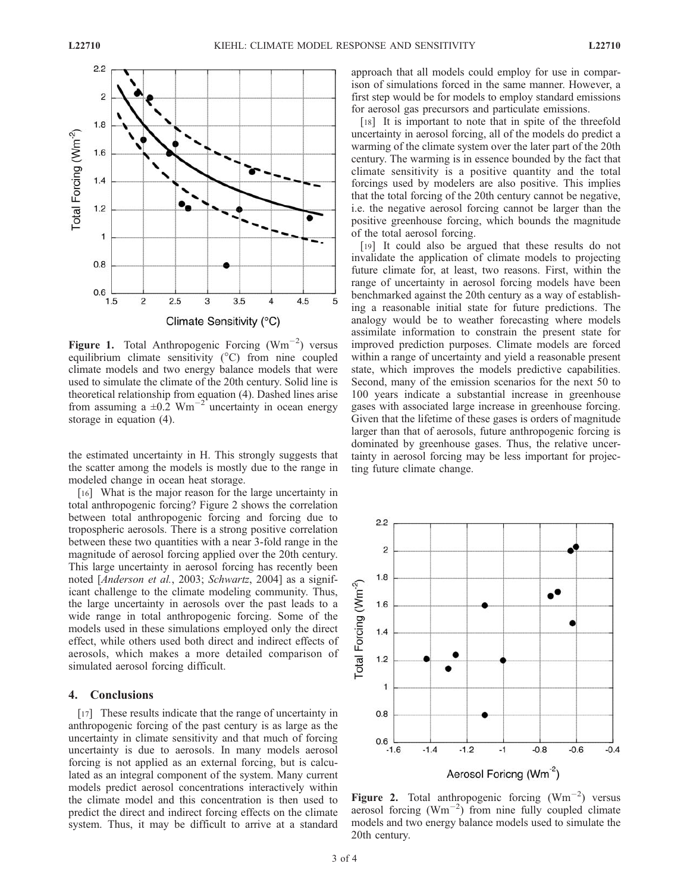Figure 1. Total Anthropogenic Forcing ($Wm^{-2}$) versus equilibrium climate sensitivity (°C) from nine coupled climate models and two energy balance models that were used to simulate the climate of the 20th century. Solid line is theoretical relationship from equation (4). Dashed lines arise from assuming a $\pm 0.2$ $Wm^{-2}$ uncertainty in ocean energy storage in equation (4).

the estimated uncertainty in H. This strongly suggests that the scatter among the models is mostly due to the range in modeled change in ocean heat storage.

[16] What is the major reason for the large uncertainty in total anthropogenic forcing? Figure 2 shows the correlation between total anthropogenic forcing and forcing due to tropospheric aerosols. There is a strong positive correlation between these two quantities with a near 3-fold range in the magnitude of aerosol forcing applied over the 20th century. This large uncertainty in aerosol forcing has recently been noted [*Anderson et al.*, 2003; *Schwartz*, 2004] as a significant challenge to the climate modeling community. Thus, the large uncertainty in aerosols over the past leads to a wide range in total anthropogenic forcing. Some of the models used in these simulations employed only the direct effect, while others used both direct and indirect effects of aerosols, which makes a more detailed comparison of simulated aerosol forcing difficult.

## 4. Conclusions

[17] These results indicate that the range of uncertainty in anthropogenic forcing of the past century is as large as the uncertainty in climate sensitivity and that much of forcing uncertainty is due to aerosols. In many models aerosol forcing is not applied as an external forcing, but is calculated as an integral component of the system. Many current models predict aerosol concentrations interactively within the climate model and this concentration is then used to predict the direct and indirect forcing effects on the climate system. Thus, it may be difficult to arrive at a standard approach that all models could employ for use in comparison of simulations forced in the same manner. However, a first step would be for models to employ standard emissions for aerosol gas precursors and particulate emissions.

[18] It is important to note that in spite of the threefold uncertainty in aerosol forcing, all of the models do predict a warming of the climate system over the later part of the 20th century. The warming is in essence bounded by the fact that climate sensitivity is a positive quantity and the total forcings used by modelers are also positive. This implies that the total forcing of the 20th century cannot be negative, i.e. the negative aerosol forcing cannot be larger than the positive greenhouse forcing, which bounds the magnitude of the total aerosol forcing.

[19] It could also be argued that these results do not invalidate the application of climate models to projecting future climate for, at least, two reasons. First, within the range of uncertainty in aerosol forcing models have been benchmarked against the 20th century as a way of establishing a reasonable initial state for future predictions. The analogy would be to weather forecasting where models assimilate information to constrain the present state for improved prediction purposes. Climate models are forced within a range of uncertainty and yield a reasonable present state, which improves the models predictive capabilities. Second, many of the emission scenarios for the next 50 to 100 years indicate a substantial increase in greenhouse gases with associated large increase in greenhouse forcing. Given that the lifetime of these gases is orders of magnitude larger than that of aerosols, future anthropogenic forcing is dominated by greenhouse gases. Thus, the relative uncertainty in aerosol forcing may be less important for projecting future climate change.

Figure 2. Total anthropogenic forcing ($Wm^{-2}$) versus aerosol forcing ($Wm^{-2}$) from nine fully coupled climate models and two energy balance models used to simulate the 20th century.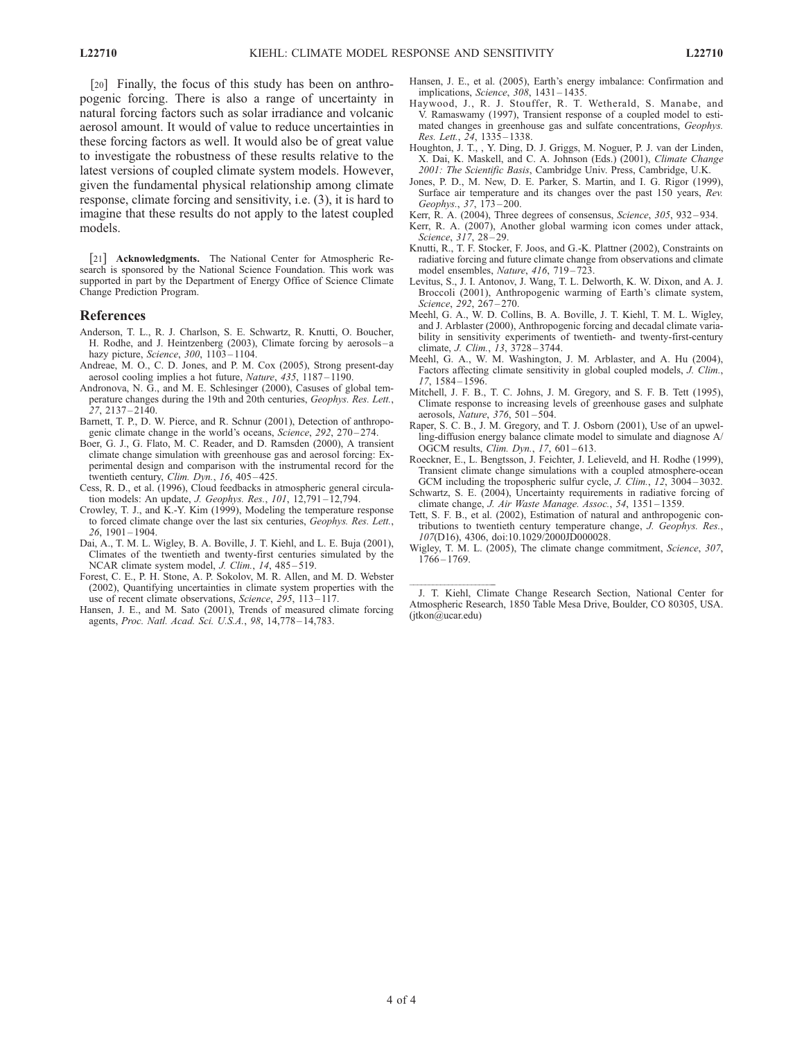[20] Finally, the focus of this study has been on anthropogenic forcing. There is also a range of uncertainty in natural forcing factors such as solar irradiance and volcanic aerosol amount. It would of value to reduce uncertainties in these forcing factors as well. It would also be of great value to investigate the robustness of these results relative to the latest versions of coupled climate system models. However, given the fundamental physical relationship among climate response, climate forcing and sensitivity, i.e. (3), it is hard to imagine that these results do not apply to the latest coupled models.

[21] **Acknowledgments.** The National Center for Atmospheric Research is sponsored by the National Science Foundation. This work was supported in part by the Department of Energy Office of Science Climate Change Prediction Program.

## References

Anderson, T. L., R. J. Charlson, S. E. Schwartz, R. Knutti, O. Boucher, H. Rodhe, and J. Heintzenberg (2003), Climate forcing by aerosols–a hazy picture, *Science*, *300*, 1103–1104.

Andreae, M. O., C. D. Jones, and P. M. Cox (2005), Strong present-day aerosol cooling implies a hot future, *Nature*, *435*, 1187–1190.

Andronova, N. G., and M. E. Schlesinger (2000), Casuses of global temperature changes during the 19th and 20th centuries, *Geophys. Res. Lett.*, *27*, 2137–2140.

Barnett, T. P., D. W. Pierce, and R. Schnur (2001), Detection of anthropogenic climate change in the world's oceans, *Science*, *292*, 270–274.

Boer, G. J., G. Flato, M. C. Reader, and D. Ramsden (2000), A transient climate change simulation with greenhouse gas and aerosol forcing: Experimental design and comparison with the instrumental record for the twentieth century, *Clim. Dyn.*, *16*, 405–425.

Cess, R. D., et al. (1996), Cloud feedbacks in atmospheric general circulation models: An update, *J. Geophys. Res.*, *101*, 12,791–12,794.

Crowley, T. J., and K.-Y. Kim (1999), Modeling the temperature response to forced climate change over the last six centuries, *Geophys. Res. Lett.*, *26*, 1901–1904.

Dai, A., T. M. L. Wigley, B. A. Boville, J. T. Kiehl, and L. E. Buja (2001), Climates of the twentieth and twenty-first centuries simulated by the NCAR climate system model, *J. Clim.*, *14*, 485–519.

Forest, C. E., P. H. Stone, A. P. Sokolov, M. R. Allen, and M. D. Webster (2002), Quantifying uncertainties in climate system properties with the use of recent climate observations, *Science*, *295*, 113–117.

Hansen, J. E., and M. Sato (2001), Trends of measured climate forcing agents, *Proc. Natl. Acad. Sci. U.S.A.*, *98*, 14,778–14,783.

Hansen, J. E., et al. (2005), Earth's energy imbalance: Confirmation and implications, *Science*, *308*, 1431–1435.

Haywood, J., R. J. Stouffer, R. T. Wetherald, S. Manabe, and V. Ramaswamy (1997), Transient response of a coupled model to estimated changes in greenhouse gas and sulfate concentrations, *Geophys. Res. Lett.*, *24*, 1335–1338.

Houghton, J. T., , Y. Ding, D. J. Griggs, M. Noguer, P. J. van der Linden, X. Dai, K. Maskell, and C. A. Johnson (Eds.) (2001), *Climate Change 2001: The Scientific Basis*, Cambridge Univ. Press, Cambridge, U.K.

Jones, P. D., M. New, D. E. Parker, S. Martin, and I. G. Rigor (1999), Surface air temperature and its changes over the past 150 years, *Rev. Geophys.*, *37*, 173–200.

Kerr, R. A. (2004), Three degrees of consensus, *Science*, *305*, 932–934.

Kerr, R. A. (2007), Another global warming icon comes under attack, *Science*, *317*, 28–29.

Knutti, R., T. F. Stocker, F. Joos, and G.-K. Plattner (2002), Constraints on radiative forcing and future climate change from observations and climate model ensembles, *Nature*, *416*, 719–723.

Levitus, S., J. I. Antonov, J. Wang, T. L. Delworth, K. W. Dixon, and A. J. Broccoli (2001), Anthropogenic warming of Earth's climate system, *Science*, *292*, 267–270.

Meehl, G. A., W. D. Collins, B. A. Boville, J. T. Kiehl, T. M. L. Wigley, and J. Arblaster (2000), Anthropogenic forcing and decadal climate variability in sensitivity experiments of twentieth- and twenty-first-century climate, *J. Clim.*, *13*, 3728–3744.

Meehl, G. A., W. M. Washington, J. M. Arblaster, and A. Hu (2004), Factors affecting climate sensitivity in global coupled models, *J. Clim.*, *17*, 1584–1596.

Mitchell, J. F. B., T. C. Johns, J. M. Gregory, and S. F. B. Tett (1995), Climate response to increasing levels of greenhouse gases and sulphate aerosols, *Nature*, *376*, 501–504.

Raper, S. C. B., J. M. Gregory, and T. J. Osborn (2001), Use of an upwelling-diffusion energy balance climate model to simulate and diagnose A/OGCM results, *Clim. Dyn.*, *17*, 601–613.

Roeckner, E., L. Bengtsson, J. Feichter, J. Lelieveld, and H. Rodhe (1999), Transient climate change simulations with a coupled atmosphere-ocean GCM including the tropospheric sulfur cycle, *J. Clim.*, *12*, 3004–3032.

Schwartz, S. E. (2004), Uncertainty requirements in radiative forcing of climate change, *J. Air Waste Manage. Assoc.*, *54*, 1351–1359.

Tett, S. F. B., et al. (2002), Estimation of natural and anthropogenic contributions to twentieth century temperature change, *J. Geophys. Res.*, *107*(D16), 4306, doi:10.1029/2000JD000028.

Wigley, T. M. L. (2005), The climate change commitment, *Science*, *307*, 1766–1769.

---

J. T. Kiehl, Climate Change Research Section, National Center for Atmospheric Research, 1850 Table Mesa Drive, Boulder, CO 80305, USA. (jtkon@ucar.edu)